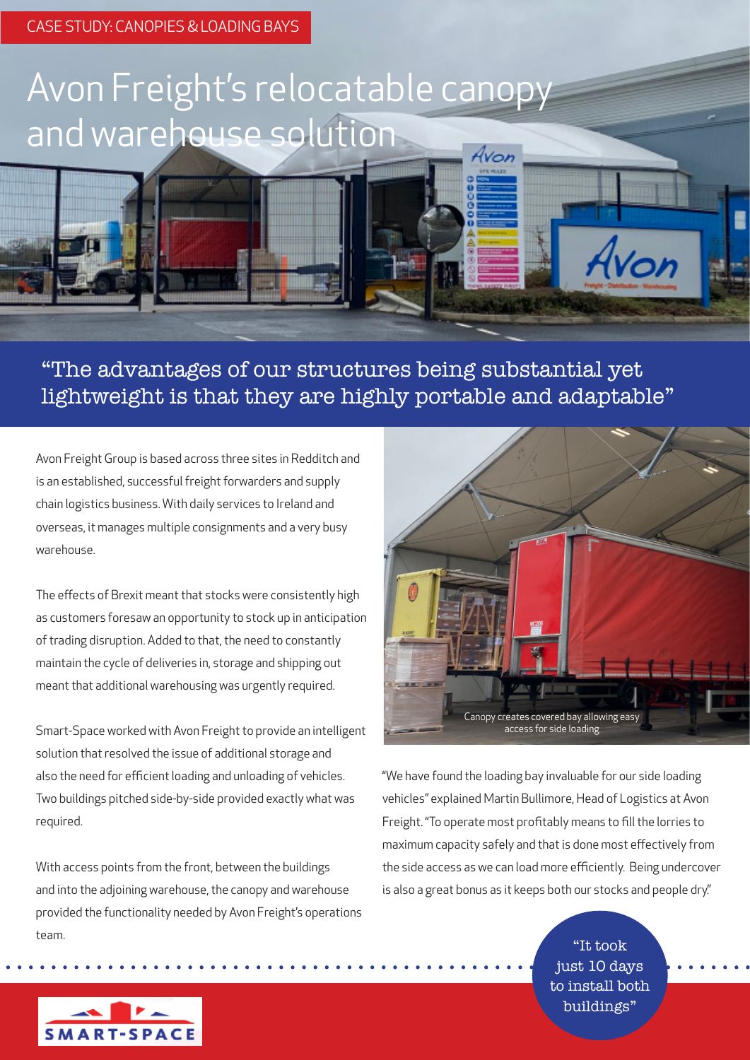CASE STUDY: CANOPIES & LOADING BAYS

# Avon Freight's relocatable canopy and warehouse solution

"The advantages of our structures being substantial yet lightweight is that they are highly portable and adaptable"

Avon Freight Group is based across three sites in Redditch and is an established, successful freight forwarders and supply chain logistics business. With daily services to Ireland and overseas, it manages multiple consignments and a very busy warehouse.

The effects of Brexit meant that stocks were consistently high as customers foresaw an opportunity to stock up in anticipation of trading disruption. Added to that, the need to constantly maintain the cycle of deliveries in, storage and shipping out meant that additional warehousing was urgently required.

Smart-Space worked with Avon Freight to provide an intelligent solution that resolved the issue of additional storage and also the need for efficient loading and unloading of vehicles. Two buildings pitched side-by-side provided exactly what was required.

With access points from the front, between the buildings and into the adjoining warehouse, the canopy and warehouse provided the functionality needed by Avon Freight's operations team.

Canopy creates covered bay allowing easy access for side loading

"We have found the loading bay invaluable for our side loading vehicles" explained Martin Bullimore, Head of Logistics at Avon Freight. "To operate most profitably means to fill the lorries to maximum capacity safely and that is done most effectively from the side access as we can load more efficiently. Being undercover is also a great bonus as it keeps both our stocks and people dry."

"It took just 10 days to install both buildings"

SMART-SPACE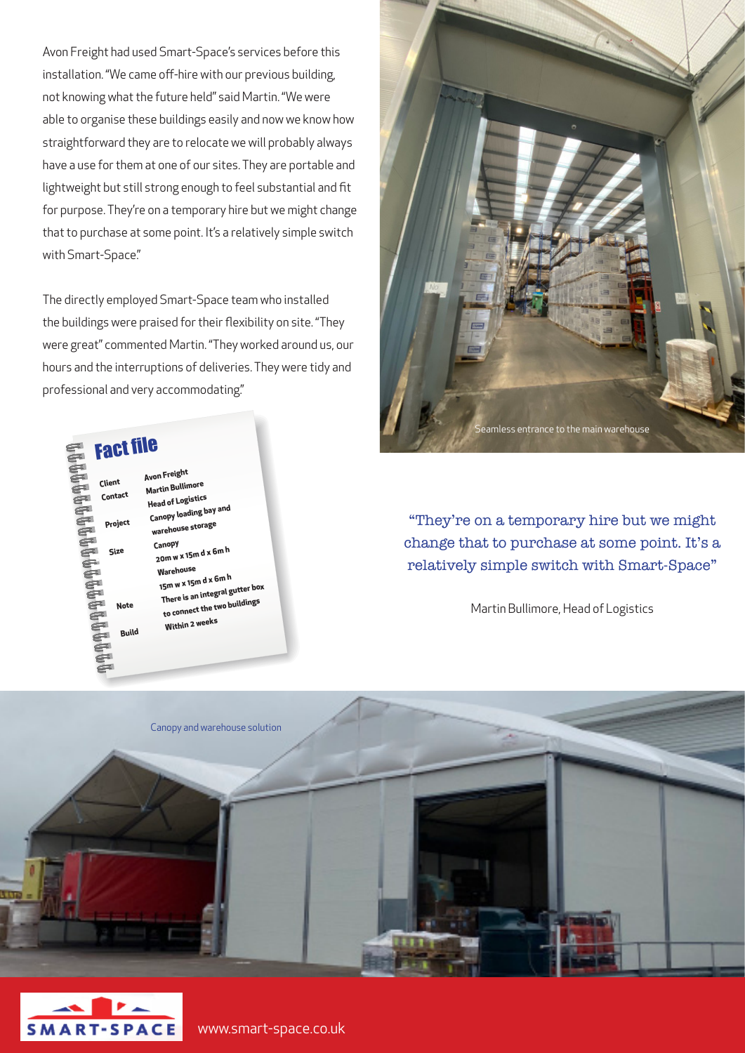Avon Freight had used Smart-Space's services before this installation. "We came off-hire with our previous building, not knowing what the future held" said Martin. "We were able to organise these buildings easily and now we know how straightforward they are to relocate we will probably always have a use for them at one of our sites. They are portable and lightweight but still strong enough to feel substantial and fit for purpose. They're on a temporary hire but we might change that to purchase at some point. It's a relatively simple switch with Smart-Space."

The directly employed Smart-Space team who installed the buildings were praised for their flexibility on site. "They were great" commented Martin. "They worked around us, our hours and the interruptions of deliveries. They were tidy and professional and very accommodating."

## Fact file

| | |
|---|---|
| Client | Avon Freight |
| Contact | Martin Bullimore<br>Head of Logistics |
| Project | Canopy loading bay and warehouse storage |
| Size | Canopy<br>20m w x 15m d x 6m h<br>Warehouse<br>15m w x 15m d x 6m h |
| Note | There is an integral gutter box to connect the two buildings |
| Build | Within 2 weeks |

Seamless entrance to the main warehouse

"They're on a temporary hire but we might change that to purchase at some point. It's a relatively simple switch with Smart-Space"

Martin Bullimore, Head of Logistics

Canopy and warehouse solution

SMART-SPACE

www.smart-space.co.uk